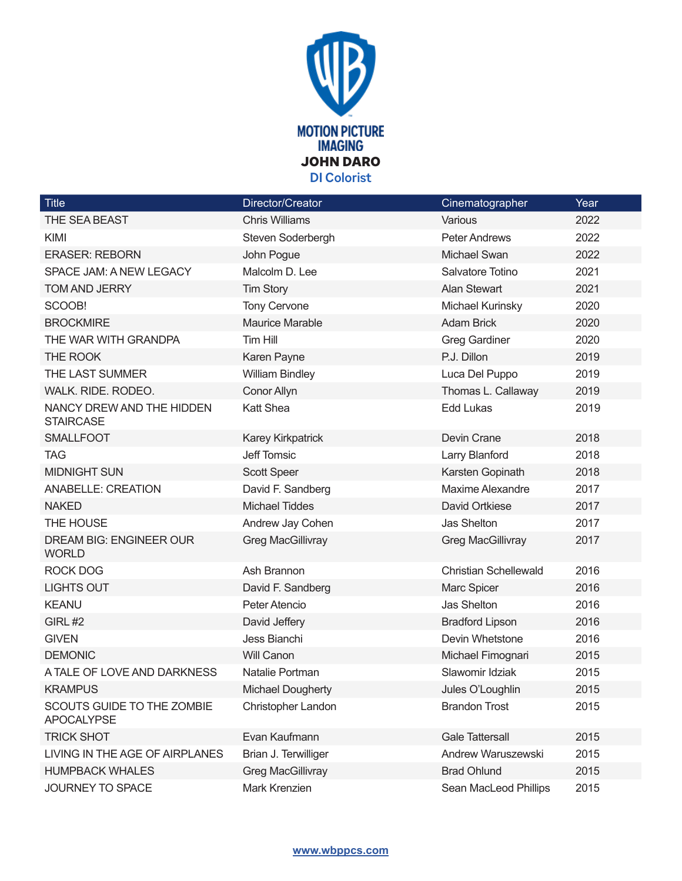**MOTION PICTURE IMAGING**

# JOHN DARO

## DI Colorist

| Title | Director/Creator | Cinematographer | Year |
|---|---|---|---|
| THE SEA BEAST | Chris Williams | Various | 2022 |
| KIMI | Steven Soderbergh | Peter Andrews | 2022 |
| ERASER: REBORN | John Pogue | Michael Swan | 2022 |
| SPACE JAM: A NEW LEGACY | Malcolm D. Lee | Salvatore Totino | 2021 |
| TOM AND JERRY | Tim Story | Alan Stewart | 2021 |
| SCOOB! | Tony Cervone | Michael Kurinsky | 2020 |
| BROCKMIRE | Maurice Marable | Adam Brick | 2020 |
| THE WAR WITH GRANDPA | Tim Hill | Greg Gardiner | 2020 |
| THE ROOK | Karen Payne | P.J. Dillon | 2019 |
| THE LAST SUMMER | William Bindley | Luca Del Puppo | 2019 |
| WALK. RIDE. RODEO. | Conor Allyn | Thomas L. Callaway | 2019 |
| NANCY DREW AND THE HIDDEN STAIRCASE | Katt Shea | Edd Lukas | 2019 |
| SMALLFOOT | Karey Kirkpatrick | Devin Crane | 2018 |
| TAG | Jeff Tomsic | Larry Blanford | 2018 |
| MIDNIGHT SUN | Scott Speer | Karsten Gopinath | 2018 |
| ANABELLE: CREATION | David F. Sandberg | Maxime Alexandre | 2017 |
| NAKED | Michael Tiddes | David Ortkiese | 2017 |
| THE HOUSE | Andrew Jay Cohen | Jas Shelton | 2017 |
| DREAM BIG: ENGINEER OUR WORLD | Greg MacGillivray | Greg MacGillivray | 2017 |
| ROCK DOG | Ash Brannon | Christian Schellewald | 2016 |
| LIGHTS OUT | David F. Sandberg | Marc Spicer | 2016 |
| KEANU | Peter Atencio | Jas Shelton | 2016 |
| GIRL #2 | David Jeffery | Bradford Lipson | 2016 |
| GIVEN | Jess Bianchi | Devin Whetstone | 2016 |
| DEMONIC | Will Canon | Michael Fimognari | 2015 |
| A TALE OF LOVE AND DARKNESS | Natalie Portman | Slawomir Idziak | 2015 |
| KRAMPUS | Michael Dougherty | Jules O'Loughlin | 2015 |
| SCOUTS GUIDE TO THE ZOMBIE APOCALYPSE | Christopher Landon | Brandon Trost | 2015 |
| TRICK SHOT | Evan Kaufmann | Gale Tattersall | 2015 |
| LIVING IN THE AGE OF AIRPLANES | Brian J. Terwilliger | Andrew Waruszewski | 2015 |
| HUMPBACK WHALES | Greg MacGillivray | Brad Ohlund | 2015 |
| JOURNEY TO SPACE | Mark Krenzien | Sean MacLeod Phillips | 2015 |

www.wbppcs.com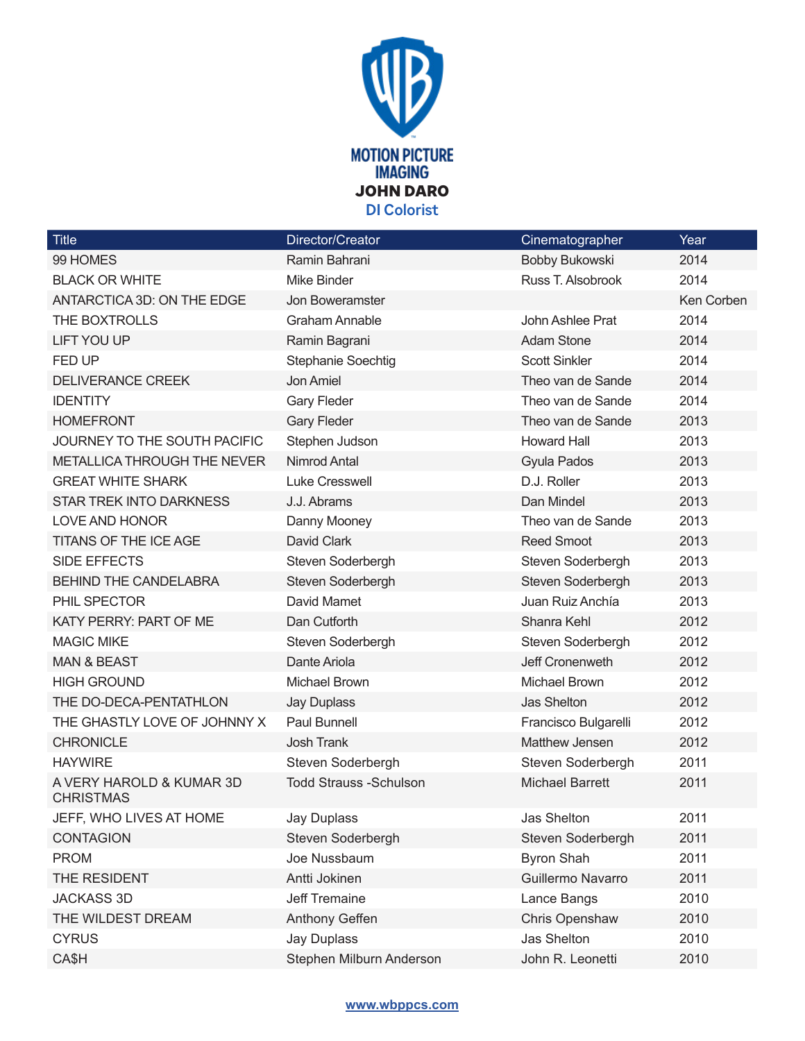**MOTION PICTURE IMAGING**

**JOHN DARO**

**DI Colorist**

| Title | Director/Creator | Cinematographer | Year |
|---|---|---|---|
| 99 HOMES | Ramin Bahrani | Bobby Bukowski | 2014 |
| BLACK OR WHITE | Mike Binder | Russ T. Alsobrook | 2014 |
| ANTARCTICA 3D: ON THE EDGE | Jon Boweramster | | Ken Corben |
| THE BOXTROLLS | Graham Annable | John Ashlee Prat | 2014 |
| LIFT YOU UP | Ramin Bagrani | Adam Stone | 2014 |
| FED UP | Stephanie Soechtig | Scott Sinkler | 2014 |
| DELIVERANCE CREEK | Jon Amiel | Theo van de Sande | 2014 |
| IDENTITY | Gary Fleder | Theo van de Sande | 2014 |
| HOMEFRONT | Gary Fleder | Theo van de Sande | 2013 |
| JOURNEY TO THE SOUTH PACIFIC | Stephen Judson | Howard Hall | 2013 |
| METALLICA THROUGH THE NEVER | Nimrod Antal | Gyula Pados | 2013 |
| GREAT WHITE SHARK | Luke Cresswell | D.J. Roller | 2013 |
| STAR TREK INTO DARKNESS | J.J. Abrams | Dan Mindel | 2013 |
| LOVE AND HONOR | Danny Mooney | Theo van de Sande | 2013 |
| TITANS OF THE ICE AGE | David Clark | Reed Smoot | 2013 |
| SIDE EFFECTS | Steven Soderbergh | Steven Soderbergh | 2013 |
| BEHIND THE CANDELABRA | Steven Soderbergh | Steven Soderbergh | 2013 |
| PHIL SPECTOR | David Mamet | Juan Ruiz Anchía | 2013 |
| KATY PERRY: PART OF ME | Dan Cutforth | Shanra Kehl | 2012 |
| MAGIC MIKE | Steven Soderbergh | Steven Soderbergh | 2012 |
| MAN & BEAST | Dante Ariola | Jeff Cronenweth | 2012 |
| HIGH GROUND | Michael Brown | Michael Brown | 2012 |
| THE DO-DECA-PENTATHLON | Jay Duplass | Jas Shelton | 2012 |
| THE GHASTLY LOVE OF JOHNNY X | Paul Bunnell | Francisco Bulgarelli | 2012 |
| CHRONICLE | Josh Trank | Matthew Jensen | 2012 |
| HAYWIRE | Steven Soderbergh | Steven Soderbergh | 2011 |
| A VERY HAROLD & KUMAR 3D CHRISTMAS | Todd Strauss -Schulson | Michael Barrett | 2011 |
| JEFF, WHO LIVES AT HOME | Jay Duplass | Jas Shelton | 2011 |
| CONTAGION | Steven Soderbergh | Steven Soderbergh | 2011 |
| PROM | Joe Nussbaum | Byron Shah | 2011 |
| THE RESIDENT | Antti Jokinen | Guillermo Navarro | 2011 |
| JACKASS 3D | Jeff Tremaine | Lance Bangs | 2010 |
| THE WILDEST DREAM | Anthony Geffen | Chris Openshaw | 2010 |
| CYRUS | Jay Duplass | Jas Shelton | 2010 |
| CA$H | Stephen Milburn Anderson | John R. Leonetti | 2010 |

www.wbppcs.com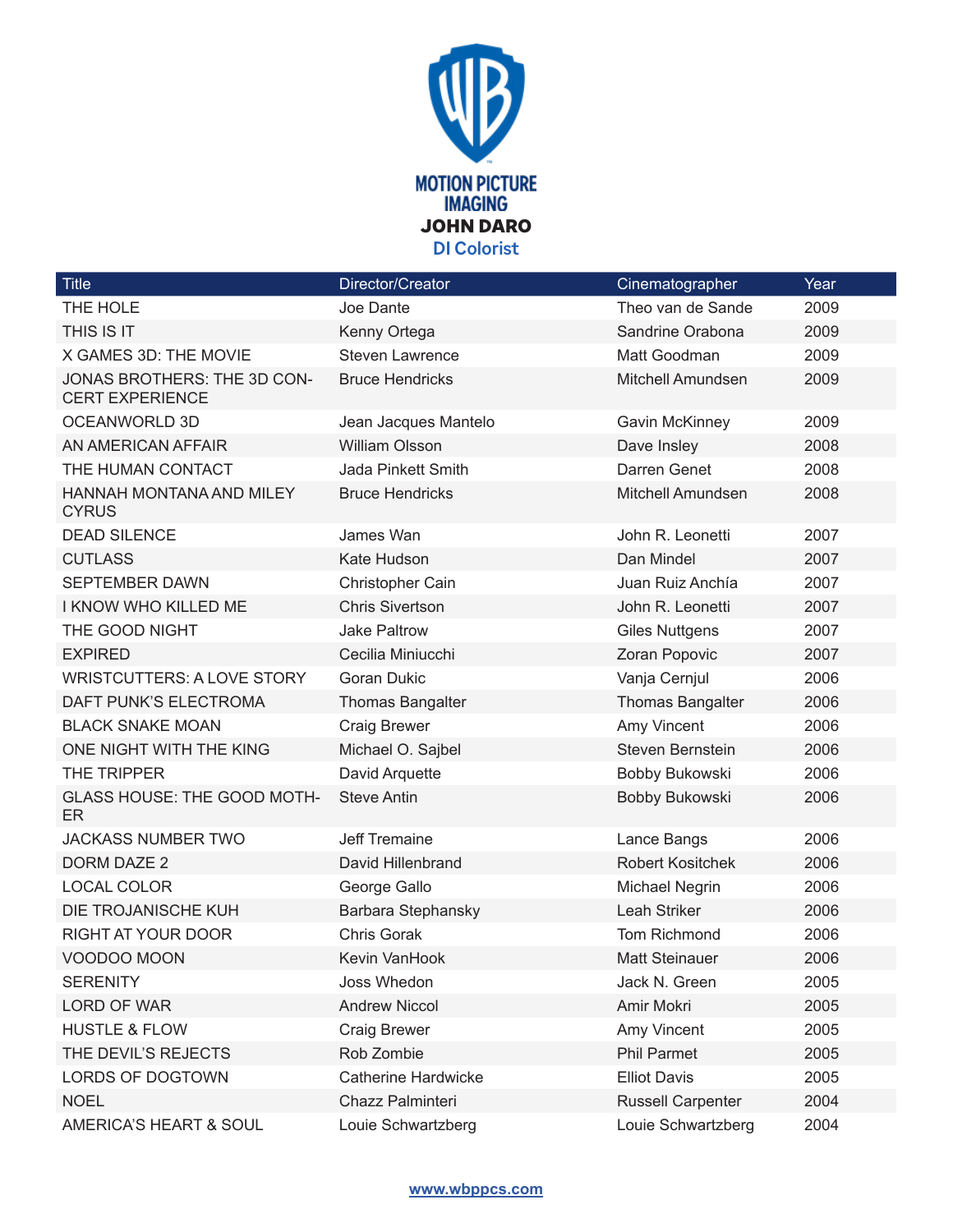MOTION PICTURE IMAGING

**JOHN DARO**

DI Colorist

| Title | Director/Creator | Cinematographer | Year |
|---|---|---|---|
| THE HOLE | Joe Dante | Theo van de Sande | 2009 |
| THIS IS IT | Kenny Ortega | Sandrine Orabona | 2009 |
| X GAMES 3D: THE MOVIE | Steven Lawrence | Matt Goodman | 2009 |
| JONAS BROTHERS: THE 3D CONCERT EXPERIENCE | Bruce Hendricks | Mitchell Amundsen | 2009 |
| OCEANWORLD 3D | Jean Jacques Mantelo | Gavin McKinney | 2009 |
| AN AMERICAN AFFAIR | William Olsson | Dave Insley | 2008 |
| THE HUMAN CONTACT | Jada Pinkett Smith | Darren Genet | 2008 |
| HANNAH MONTANA AND MILEY CYRUS | Bruce Hendricks | Mitchell Amundsen | 2008 |
| DEAD SILENCE | James Wan | John R. Leonetti | 2007 |
| CUTLASS | Kate Hudson | Dan Mindel | 2007 |
| SEPTEMBER DAWN | Christopher Cain | Juan Ruiz Anchía | 2007 |
| I KNOW WHO KILLED ME | Chris Sivertson | John R. Leonetti | 2007 |
| THE GOOD NIGHT | Jake Paltrow | Giles Nuttgens | 2007 |
| EXPIRED | Cecilia Miniucchi | Zoran Popovic | 2007 |
| WRISTCUTTERS: A LOVE STORY | Goran Dukic | Vanja Cernjul | 2006 |
| DAFT PUNK'S ELECTROMA | Thomas Bangalter | Thomas Bangalter | 2006 |
| BLACK SNAKE MOAN | Craig Brewer | Amy Vincent | 2006 |
| ONE NIGHT WITH THE KING | Michael O. Sajbel | Steven Bernstein | 2006 |
| THE TRIPPER | David Arquette | Bobby Bukowski | 2006 |
| GLASS HOUSE: THE GOOD MOTHER | Steve Antin | Bobby Bukowski | 2006 |
| JACKASS NUMBER TWO | Jeff Tremaine | Lance Bangs | 2006 |
| DORM DAZE 2 | David Hillenbrand | Robert Kositchek | 2006 |
| LOCAL COLOR | George Gallo | Michael Negrin | 2006 |
| DIE TROJANISCHE KUH | Barbara Stephansky | Leah Striker | 2006 |
| RIGHT AT YOUR DOOR | Chris Gorak | Tom Richmond | 2006 |
| VOODOO MOON | Kevin VanHook | Matt Steinauer | 2006 |
| SERENITY | Joss Whedon | Jack N. Green | 2005 |
| LORD OF WAR | Andrew Niccol | Amir Mokri | 2005 |
| HUSTLE & FLOW | Craig Brewer | Amy Vincent | 2005 |
| THE DEVIL'S REJECTS | Rob Zombie | Phil Parmet | 2005 |
| LORDS OF DOGTOWN | Catherine Hardwicke | Elliot Davis | 2005 |
| NOEL | Chazz Palminteri | Russell Carpenter | 2004 |
| AMERICA'S HEART & SOUL | Louie Schwartzberg | Louie Schwartzberg | 2004 |

www.wbppcs.com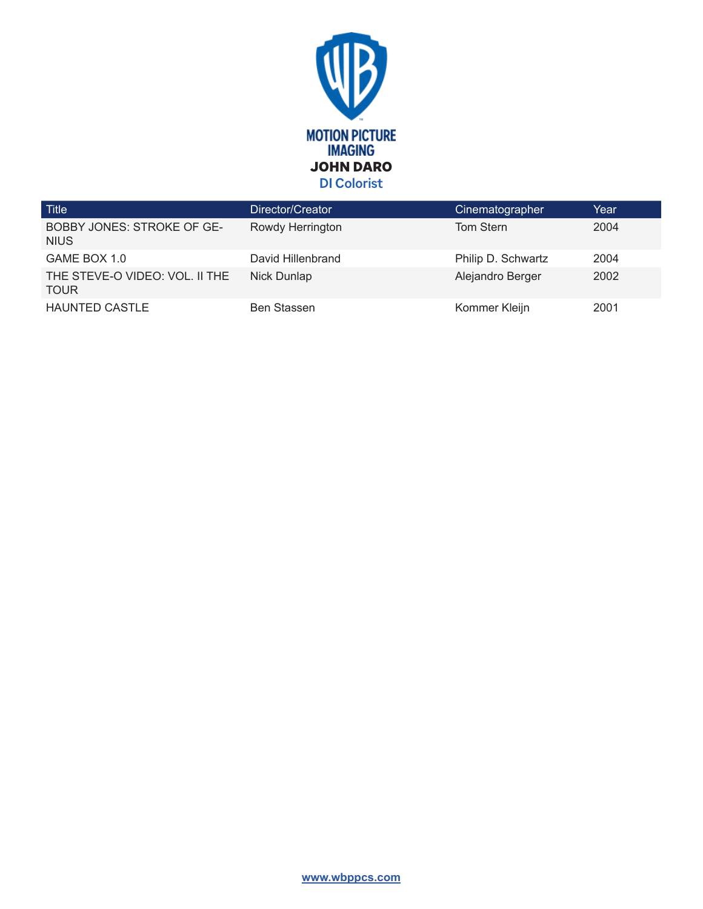MOTION PICTURE IMAGING

**JOHN DARO**

**DI Colorist**

| Title | Director/Creator | Cinematographer | Year |
|---|---|---|---|
| BOBBY JONES: STROKE OF GENIUS | Rowdy Herrington | Tom Stern | 2004 |
| GAME BOX 1.0 | David Hillenbrand | Philip D. Schwartz | 2004 |
| THE STEVE-O VIDEO: VOL. II THE TOUR | Nick Dunlap | Alejandro Berger | 2002 |
| HAUNTED CASTLE | Ben Stassen | Kommer Kleijn | 2001 |

www.wbppcs.com